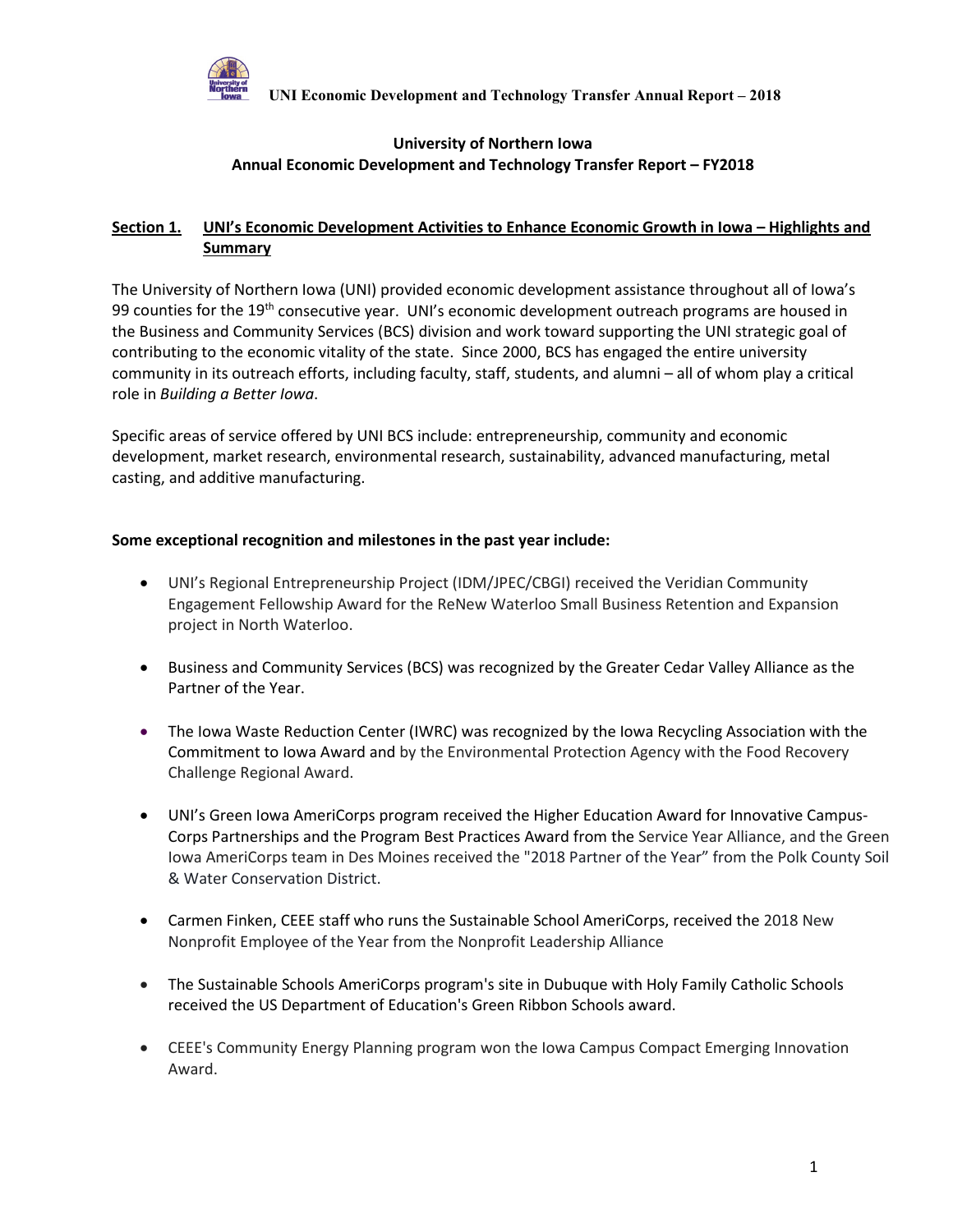# University of Northern Iowa
## Annual Economic Development and Technology Transfer Report – FY2018

## Section 1. UNI's Economic Development Activities to Enhance Economic Growth in Iowa – Highlights and Summary

The University of Northern Iowa (UNI) provided economic development assistance throughout all of Iowa's 99 counties for the 19th consecutive year. UNI's economic development outreach programs are housed in the Business and Community Services (BCS) division and work toward supporting the UNI strategic goal of contributing to the economic vitality of the state. Since 2000, BCS has engaged the entire university community in its outreach efforts, including faculty, staff, students, and alumni – all of whom play a critical role in *Building a Better Iowa*.

Specific areas of service offered by UNI BCS include: entrepreneurship, community and economic development, market research, environmental research, sustainability, advanced manufacturing, metal casting, and additive manufacturing.

**Some exceptional recognition and milestones in the past year include:**

- UNI's Regional Entrepreneurship Project (IDM/JPEC/CBGI) received the Veridian Community Engagement Fellowship Award for the ReNew Waterloo Small Business Retention and Expansion project in North Waterloo.
- Business and Community Services (BCS) was recognized by the Greater Cedar Valley Alliance as the Partner of the Year.
- The Iowa Waste Reduction Center (IWRC) was recognized by the Iowa Recycling Association with the Commitment to Iowa Award and by the Environmental Protection Agency with the Food Recovery Challenge Regional Award.
- UNI's Green Iowa AmeriCorps program received the Higher Education Award for Innovative Campus-Corps Partnerships and the Program Best Practices Award from the Service Year Alliance, and the Green Iowa AmeriCorps team in Des Moines received the "2018 Partner of the Year" from the Polk County Soil & Water Conservation District.
- Carmen Finken, CEEE staff who runs the Sustainable School AmeriCorps, received the 2018 New Nonprofit Employee of the Year from the Nonprofit Leadership Alliance
- The Sustainable Schools AmeriCorps program's site in Dubuque with Holy Family Catholic Schools received the US Department of Education's Green Ribbon Schools award.
- CEEE's Community Energy Planning program won the Iowa Campus Compact Emerging Innovation Award.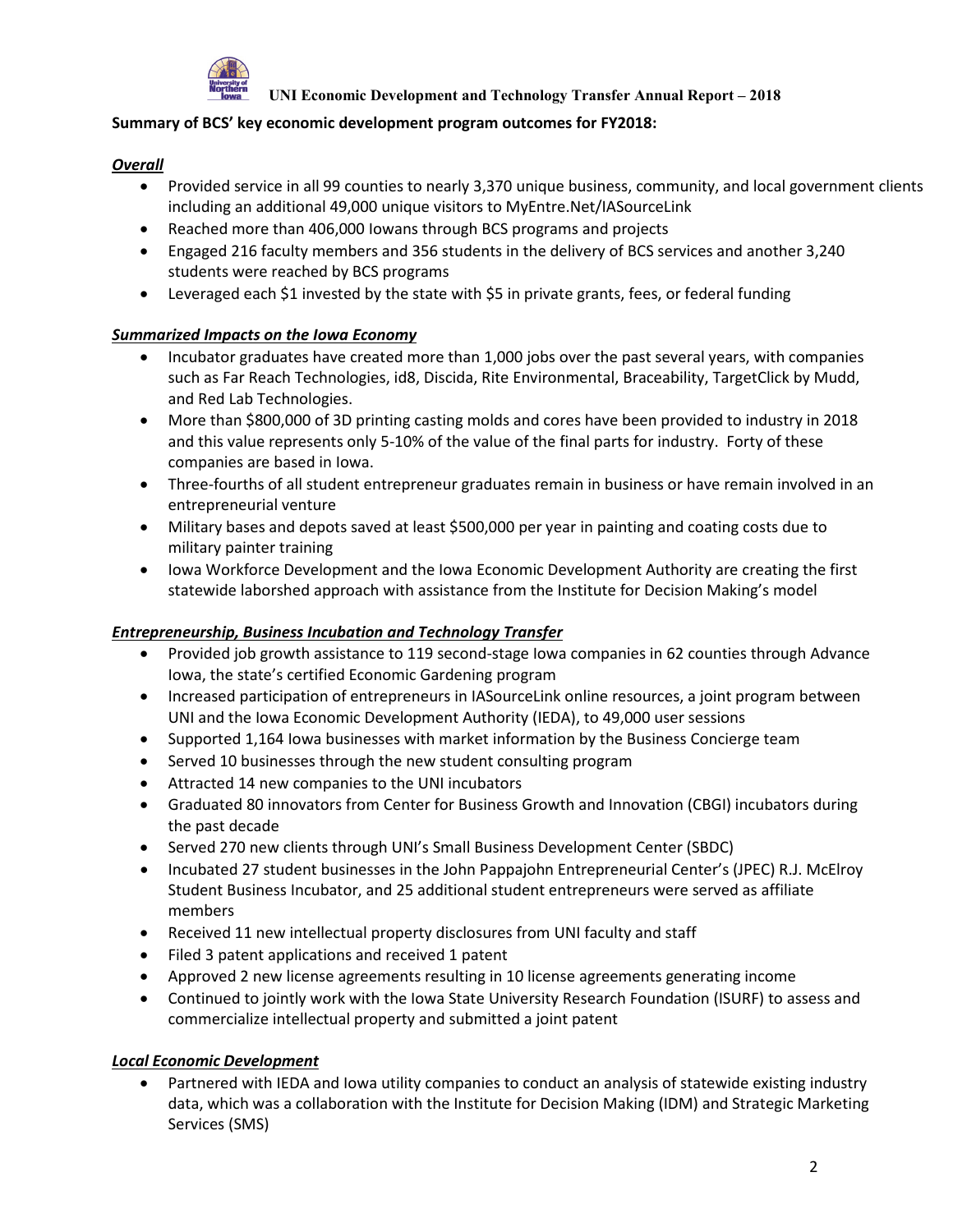**Summary of BCS' key economic development program outcomes for FY2018:**

***Overall***

- Provided service in all 99 counties to nearly 3,370 unique business, community, and local government clients including an additional 49,000 unique visitors to MyEntre.Net/IASourceLink
- Reached more than 406,000 Iowans through BCS programs and projects
- Engaged 216 faculty members and 356 students in the delivery of BCS services and another 3,240 students were reached by BCS programs
- Leveraged each $1 invested by the state with $5 in private grants, fees, or federal funding

***Summarized Impacts on the Iowa Economy***

- Incubator graduates have created more than 1,000 jobs over the past several years, with companies such as Far Reach Technologies, id8, Discida, Rite Environmental, Braceability, TargetClick by Mudd, and Red Lab Technologies.
- More than $800,000 of 3D printing casting molds and cores have been provided to industry in 2018 and this value represents only 5-10% of the value of the final parts for industry. Forty of these companies are based in Iowa.
- Three-fourths of all student entrepreneur graduates remain in business or have remain involved in an entrepreneurial venture
- Military bases and depots saved at least $500,000 per year in painting and coating costs due to military painter training
- Iowa Workforce Development and the Iowa Economic Development Authority are creating the first statewide laborshed approach with assistance from the Institute for Decision Making's model

***Entrepreneurship, Business Incubation and Technology Transfer***

- Provided job growth assistance to 119 second-stage Iowa companies in 62 counties through Advance Iowa, the state's certified Economic Gardening program
- Increased participation of entrepreneurs in IASourceLink online resources, a joint program between UNI and the Iowa Economic Development Authority (IEDA), to 49,000 user sessions
- Supported 1,164 Iowa businesses with market information by the Business Concierge team
- Served 10 businesses through the new student consulting program
- Attracted 14 new companies to the UNI incubators
- Graduated 80 innovators from Center for Business Growth and Innovation (CBGI) incubators during the past decade
- Served 270 new clients through UNI's Small Business Development Center (SBDC)
- Incubated 27 student businesses in the John Pappajohn Entrepreneurial Center's (JPEC) R.J. McElroy Student Business Incubator, and 25 additional student entrepreneurs were served as affiliate members
- Received 11 new intellectual property disclosures from UNI faculty and staff
- Filed 3 patent applications and received 1 patent
- Approved 2 new license agreements resulting in 10 license agreements generating income
- Continued to jointly work with the Iowa State University Research Foundation (ISURF) to assess and commercialize intellectual property and submitted a joint patent

***Local Economic Development***

- Partnered with IEDA and Iowa utility companies to conduct an analysis of statewide existing industry data, which was a collaboration with the Institute for Decision Making (IDM) and Strategic Marketing Services (SMS)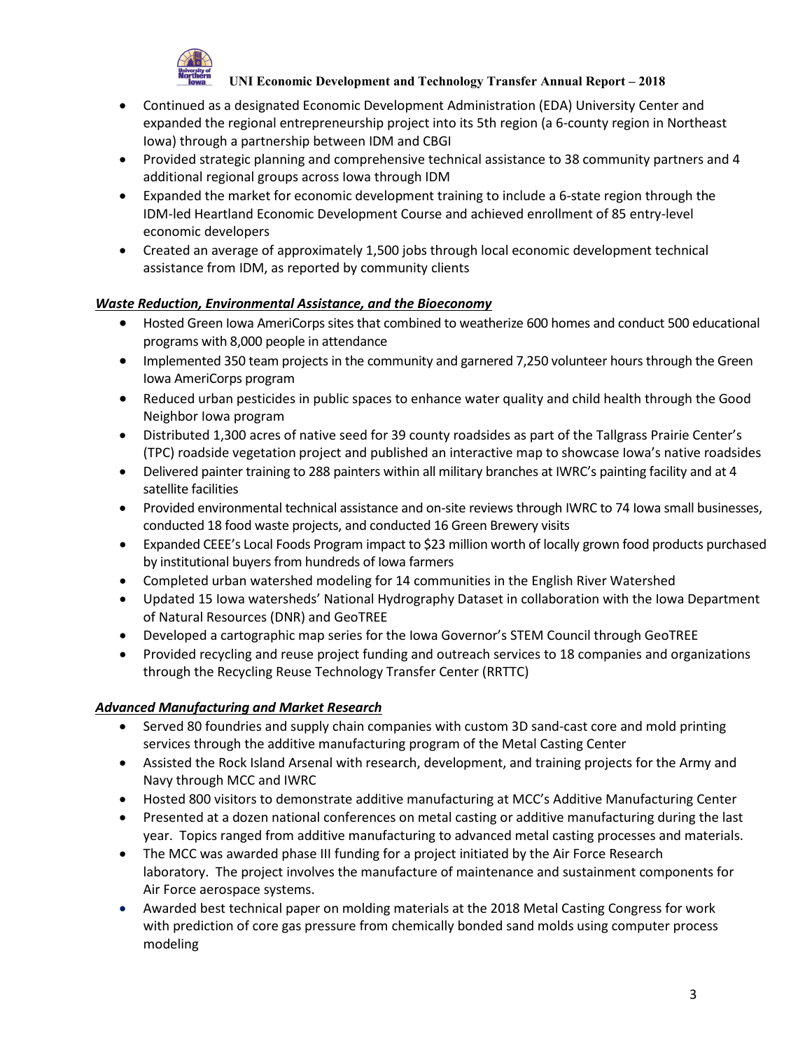- Continued as a designated Economic Development Administration (EDA) University Center and expanded the regional entrepreneurship project into its 5th region (a 6-county region in Northeast Iowa) through a partnership between IDM and CBGI
- Provided strategic planning and comprehensive technical assistance to 38 community partners and 4 additional regional groups across Iowa through IDM
- Expanded the market for economic development training to include a 6-state region through the IDM-led Heartland Economic Development Course and achieved enrollment of 85 entry-level economic developers
- Created an average of approximately 1,500 jobs through local economic development technical assistance from IDM, as reported by community clients

***Waste Reduction, Environmental Assistance, and the Bioeconomy***

- Hosted Green Iowa AmeriCorps sites that combined to weatherize 600 homes and conduct 500 educational programs with 8,000 people in attendance
- Implemented 350 team projects in the community and garnered 7,250 volunteer hours through the Green Iowa AmeriCorps program
- Reduced urban pesticides in public spaces to enhance water quality and child health through the Good Neighbor Iowa program
- Distributed 1,300 acres of native seed for 39 county roadsides as part of the Tallgrass Prairie Center's (TPC) roadside vegetation project and published an interactive map to showcase Iowa's native roadsides
- Delivered painter training to 288 painters within all military branches at IWRC's painting facility and at 4 satellite facilities
- Provided environmental technical assistance and on-site reviews through IWRC to 74 Iowa small businesses, conducted 18 food waste projects, and conducted 16 Green Brewery visits
- Expanded CEEE's Local Foods Program impact to $23 million worth of locally grown food products purchased by institutional buyers from hundreds of Iowa farmers
- Completed urban watershed modeling for 14 communities in the English River Watershed
- Updated 15 Iowa watersheds' National Hydrography Dataset in collaboration with the Iowa Department of Natural Resources (DNR) and GeoTREE
- Developed a cartographic map series for the Iowa Governor's STEM Council through GeoTREE
- Provided recycling and reuse project funding and outreach services to 18 companies and organizations through the Recycling Reuse Technology Transfer Center (RRTTC)

***Advanced Manufacturing and Market Research***

- Served 80 foundries and supply chain companies with custom 3D sand-cast core and mold printing services through the additive manufacturing program of the Metal Casting Center
- Assisted the Rock Island Arsenal with research, development, and training projects for the Army and Navy through MCC and IWRC
- Hosted 800 visitors to demonstrate additive manufacturing at MCC's Additive Manufacturing Center
- Presented at a dozen national conferences on metal casting or additive manufacturing during the last year. Topics ranged from additive manufacturing to advanced metal casting processes and materials.
- The MCC was awarded phase III funding for a project initiated by the Air Force Research laboratory. The project involves the manufacture of maintenance and sustainment components for Air Force aerospace systems.
- Awarded best technical paper on molding materials at the 2018 Metal Casting Congress for work with prediction of core gas pressure from chemically bonded sand molds using computer process modeling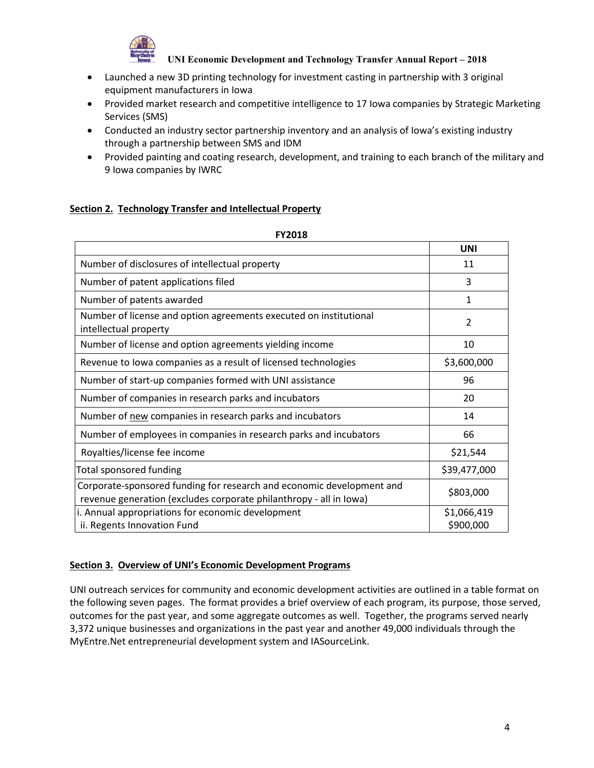- Launched a new 3D printing technology for investment casting in partnership with 3 original equipment manufacturers in Iowa
- Provided market research and competitive intelligence to 17 Iowa companies by Strategic Marketing Services (SMS)
- Conducted an industry sector partnership inventory and an analysis of Iowa's existing industry through a partnership between SMS and IDM
- Provided painting and coating research, development, and training to each branch of the military and 9 Iowa companies by IWRC

## Section 2. Technology Transfer and Intellectual Property

**FY2018**

| | UNI |
|---|---|
| Number of disclosures of intellectual property | 11 |
| Number of patent applications filed | 3 |
| Number of patents awarded | 1 |
| Number of license and option agreements executed on institutional intellectual property | 2 |
| Number of license and option agreements yielding income | 10 |
| Revenue to Iowa companies as a result of licensed technologies | \$3,600,000 |
| Number of start-up companies formed with UNI assistance | 96 |
| Number of companies in research parks and incubators | 20 |
| Number of new companies in research parks and incubators | 14 |
| Number of employees in companies in research parks and incubators | 66 |
| Royalties/license fee income | \$21,544 |
| Total sponsored funding | \$39,477,000 |
| Corporate-sponsored funding for research and economic development and revenue generation (excludes corporate philanthropy - all in Iowa) | \$803,000 |
| i. Annual appropriations for economic development<br>ii. Regents Innovation Fund | \$1,066,419<br>\$900,000 |

## Section 3. Overview of UNI's Economic Development Programs

UNI outreach services for community and economic development activities are outlined in a table format on the following seven pages. The format provides a brief overview of each program, its purpose, those served, outcomes for the past year, and some aggregate outcomes as well. Together, the programs served nearly 3,372 unique businesses and organizations in the past year and another 49,000 individuals through the MyEntre.Net entrepreneurial development system and IASourceLink.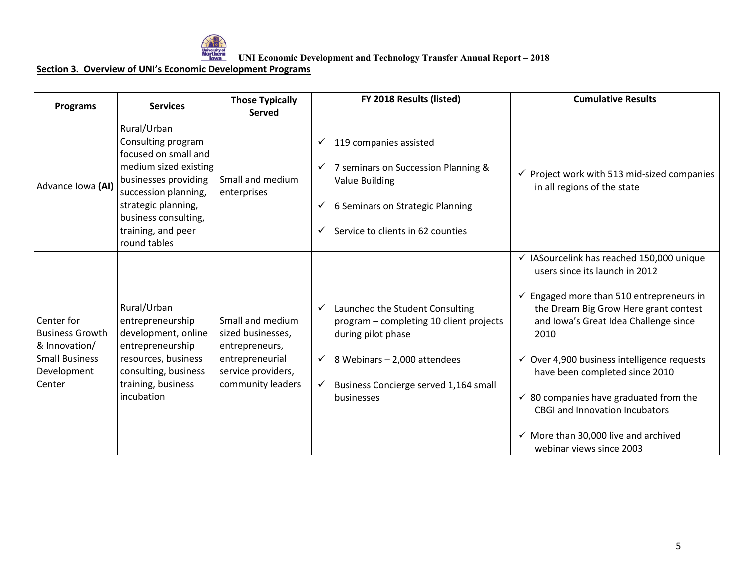## Section 3. Overview of UNI's Economic Development Programs

| Programs | Services | Those Typically Served | FY 2018 Results (listed) | Cumulative Results |
|---|---|---|---|---|
| Advance Iowa **(AI)** | Rural/Urban Consulting program focused on small and medium sized existing businesses providing succession planning, strategic planning, business consulting, training, and peer round tables | Small and medium enterprises | ✓ 119 companies assisted<br>✓ 7 seminars on Succession Planning & Value Building<br>✓ 6 Seminars on Strategic Planning<br>✓ Service to clients in 62 counties | ✓ Project work with 513 mid-sized companies in all regions of the state |
| Center for Business Growth & Innovation/ Small Business Development Center | Rural/Urban entrepreneurship development, online entrepreneurship resources, business consulting, business training, business incubation | Small and medium sized businesses, entrepreneurs, entrepreneurial service providers, community leaders | ✓ Launched the Student Consulting program – completing 10 client projects during pilot phase<br>✓ 8 Webinars – 2,000 attendees<br>✓ Business Concierge served 1,164 small businesses | ✓ IASourcelink has reached 150,000 unique users since its launch in 2012<br>✓ Engaged more than 510 entrepreneurs in the Dream Big Grow Here grant contest and Iowa's Great Idea Challenge since 2010<br>✓ Over 4,900 business intelligence requests have been completed since 2010<br>✓ 80 companies have graduated from the CBGI and Innovation Incubators<br>✓ More than 30,000 live and archived webinar views since 2003 |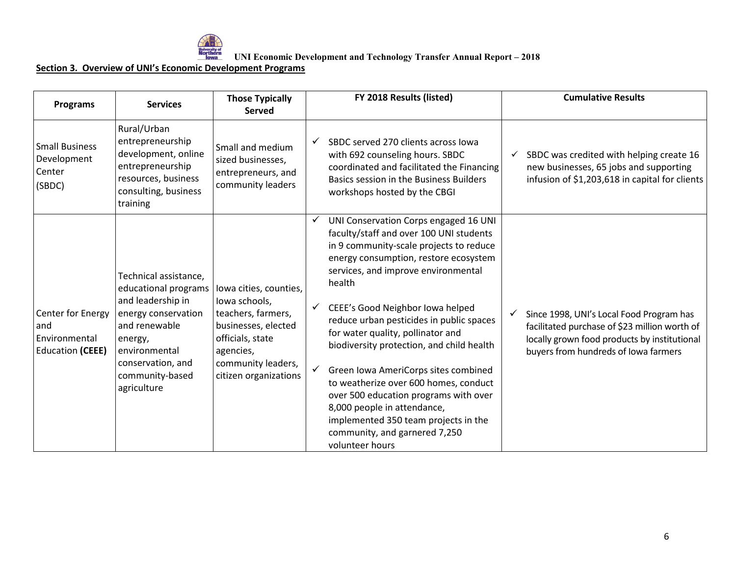## Section 3. Overview of UNI's Economic Development Programs

| Programs | Services | Those Typically Served | FY 2018 Results (listed) | Cumulative Results |
|---|---|---|---|---|
| Small Business Development Center (SBDC) | Rural/Urban entrepreneurship development, online entrepreneurship resources, business consulting, business training | Small and medium sized businesses, entrepreneurs, and community leaders | ✓ SBDC served 270 clients across Iowa with 692 counseling hours. SBDC coordinated and facilitated the Financing Basics session in the Business Builders workshops hosted by the CBGI | ✓ SBDC was credited with helping create 16 new businesses, 65 jobs and supporting infusion of $1,203,618 in capital for clients |
| Center for Energy and Environmental Education **(CEEE)** | Technical assistance, educational programs and leadership in energy conservation and renewable energy, environmental conservation, and community-based agriculture | Iowa cities, counties, Iowa schools, teachers, farmers, businesses, elected officials, state agencies, community leaders, citizen organizations | ✓ UNI Conservation Corps engaged 16 UNI faculty/staff and over 100 UNI students in 9 community-scale projects to reduce energy consumption, restore ecosystem services, and improve environmental health<br><br>✓ CEEE's Good Neighbor Iowa helped reduce urban pesticides in public spaces for water quality, pollinator and biodiversity protection, and child health<br><br>✓ Green Iowa AmeriCorps sites combined to weatherize over 600 homes, conduct over 500 education programs with over 8,000 people in attendance, implemented 350 team projects in the community, and garnered 7,250 volunteer hours | ✓ Since 1998, UNI's Local Food Program has facilitated purchase of $23 million worth of locally grown food products by institutional buyers from hundreds of Iowa farmers |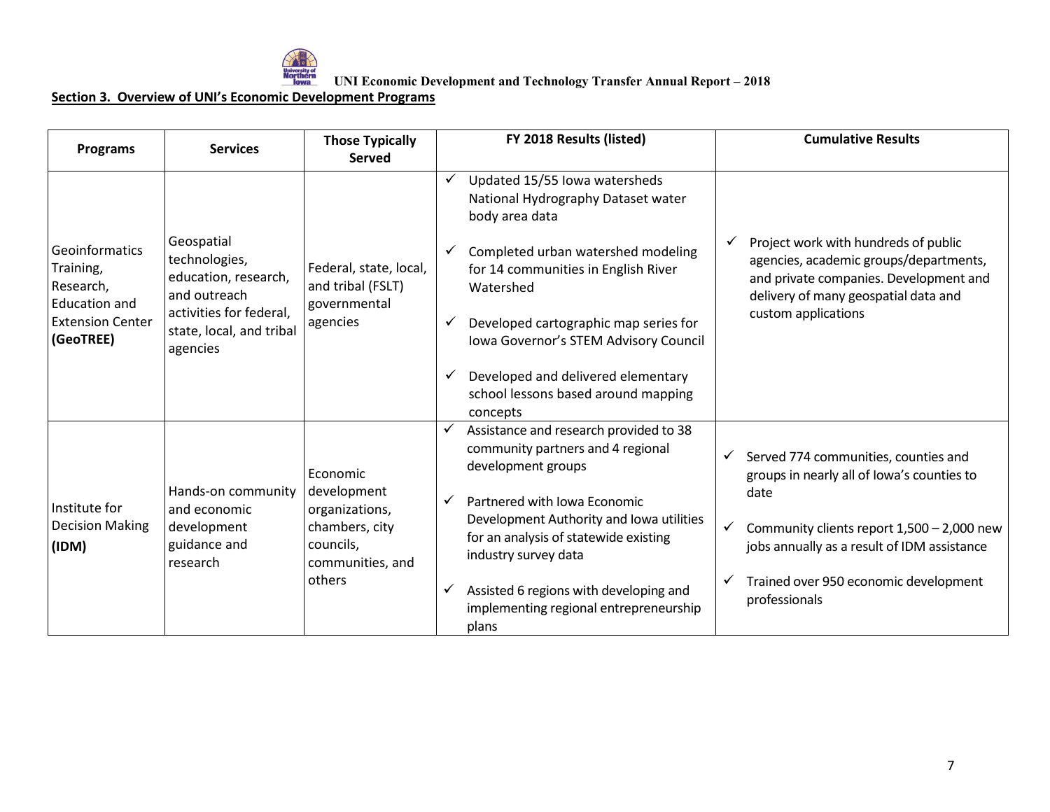## Section 3. Overview of UNI's Economic Development Programs

| Programs | Services | Those Typically Served | FY 2018 Results (listed) | Cumulative Results |
|---|---|---|---|---|
| Geoinformatics Training, Research, Education and Extension Center **(GeoTREE)** | Geospatial technologies, education, research, and outreach activities for federal, state, local, and tribal agencies | Federal, state, local, and tribal (FSLT) governmental agencies | ✓ Updated 15/55 Iowa watersheds National Hydrography Dataset water body area data<br>✓ Completed urban watershed modeling for 14 communities in English River Watershed<br>✓ Developed cartographic map series for Iowa Governor's STEM Advisory Council<br>✓ Developed and delivered elementary school lessons based around mapping concepts | ✓ Project work with hundreds of public agencies, academic groups/departments, and private companies. Development and delivery of many geospatial data and custom applications |
| Institute for Decision Making **(IDM)** | Hands-on community and economic development guidance and research | Economic development organizations, chambers, city councils, communities, and others | ✓ Assistance and research provided to 38 community partners and 4 regional development groups<br>✓ Partnered with Iowa Economic Development Authority and Iowa utilities for an analysis of statewide existing industry survey data<br>✓ Assisted 6 regions with developing and implementing regional entrepreneurship plans | ✓ Served 774 communities, counties and groups in nearly all of Iowa's counties to date<br>✓ Community clients report 1,500 – 2,000 new jobs annually as a result of IDM assistance<br>✓ Trained over 950 economic development professionals |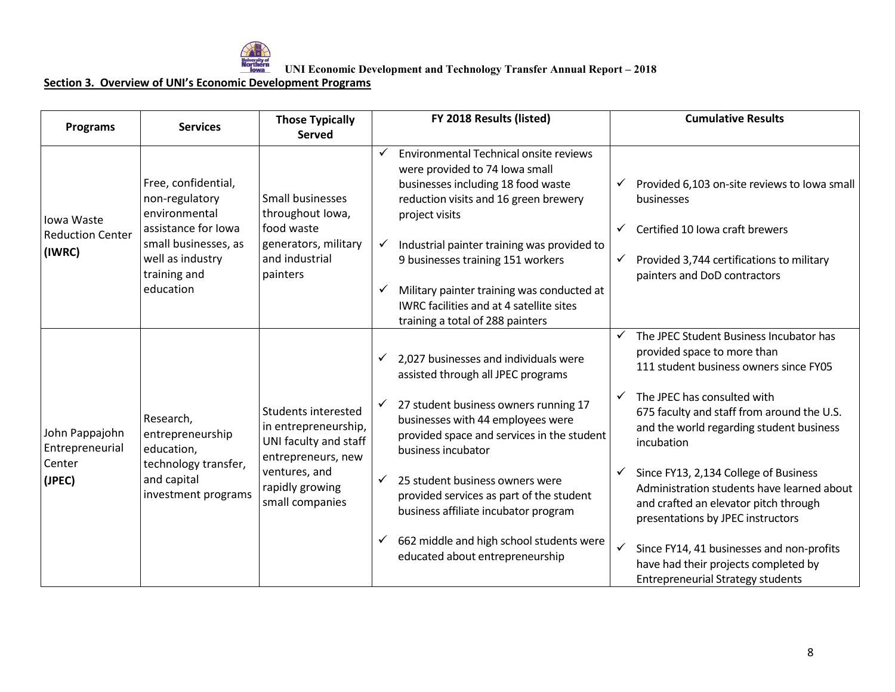## Section 3. Overview of UNI's Economic Development Programs

| Programs | Services | Those Typically Served | FY 2018 Results (listed) | Cumulative Results |
|---|---|---|---|---|
| Iowa Waste Reduction Center **(IWRC)** | Free, confidential, non-regulatory environmental assistance for Iowa small businesses, as well as industry training and education | Small businesses throughout Iowa, food waste generators, military and industrial painters | ✓ Environmental Technical onsite reviews were provided to 74 Iowa small businesses including 18 food waste reduction visits and 16 green brewery project visits<br>✓ Industrial painter training was provided to 9 businesses training 151 workers<br>✓ Military painter training was conducted at IWRC facilities and at 4 satellite sites training a total of 288 painters | ✓ Provided 6,103 on-site reviews to Iowa small businesses<br>✓ Certified 10 Iowa craft brewers<br>✓ Provided 3,744 certifications to military painters and DoD contractors |
| John Pappajohn Entrepreneurial Center **(JPEC)** | Research, entrepreneurship education, technology transfer, and capital investment programs | Students interested in entrepreneurship, UNI faculty and staff entrepreneurs, new ventures, and rapidly growing small companies | ✓ 2,027 businesses and individuals were assisted through all JPEC programs<br>✓ 27 student business owners running 17 businesses with 44 employees were provided space and services in the student business incubator<br>✓ 25 student business owners were provided services as part of the student business affiliate incubator program<br>✓ 662 middle and high school students were educated about entrepreneurship | ✓ The JPEC Student Business Incubator has provided space to more than 111 student business owners since FY05<br>✓ The JPEC has consulted with 675 faculty and staff from around the U.S. and the world regarding student business incubation<br>✓ Since FY13, 2,134 College of Business Administration students have learned about and crafted an elevator pitch through presentations by JPEC instructors<br>✓ Since FY14, 41 businesses and non-profits have had their projects completed by Entrepreneurial Strategy students |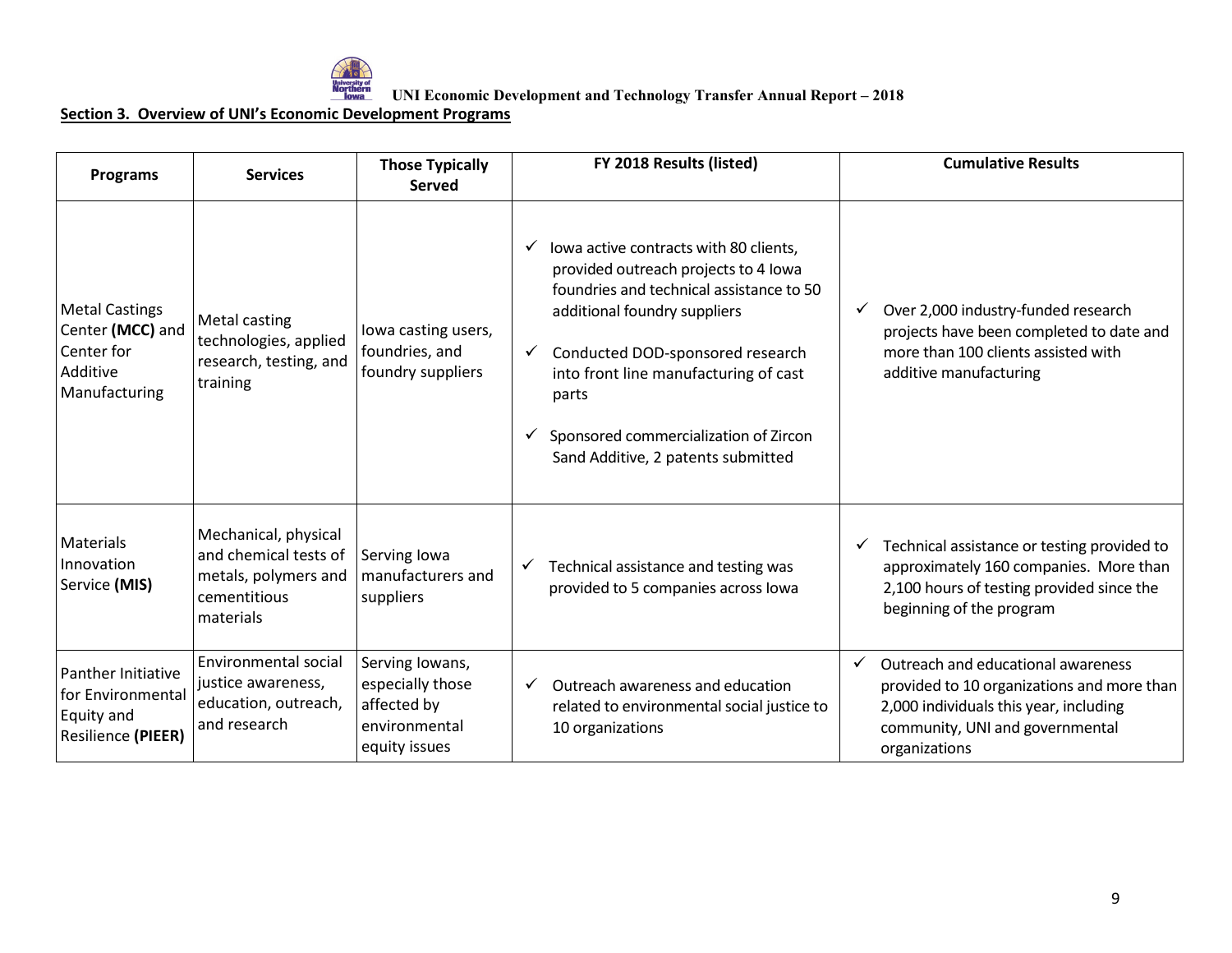## Section 3. Overview of UNI's Economic Development Programs

| Programs | Services | Those Typically Served | FY 2018 Results (listed) | Cumulative Results |
|---|---|---|---|---|
| Metal Castings Center **(MCC)** and Center for Additive Manufacturing | Metal casting technologies, applied research, testing, and training | Iowa casting users, foundries, and foundry suppliers | ✓ Iowa active contracts with 80 clients, provided outreach projects to 4 Iowa foundries and technical assistance to 50 additional foundry suppliers<br>✓ Conducted DOD-sponsored research into front line manufacturing of cast parts<br>✓ Sponsored commercialization of Zircon Sand Additive, 2 patents submitted | ✓ Over 2,000 industry-funded research projects have been completed to date and more than 100 clients assisted with additive manufacturing |
| Materials Innovation Service **(MIS)** | Mechanical, physical and chemical tests of metals, polymers and cementitious materials | Serving Iowa manufacturers and suppliers | ✓ Technical assistance and testing was provided to 5 companies across Iowa | ✓ Technical assistance or testing provided to approximately 160 companies. More than 2,100 hours of testing provided since the beginning of the program |
| Panther Initiative for Environmental Equity and Resilience **(PIEER)** | Environmental social justice awareness, education, outreach, and research | Serving Iowans, especially those affected by environmental equity issues | ✓ Outreach awareness and education related to environmental social justice to 10 organizations | ✓ Outreach and educational awareness provided to 10 organizations and more than 2,000 individuals this year, including community, UNI and governmental organizations |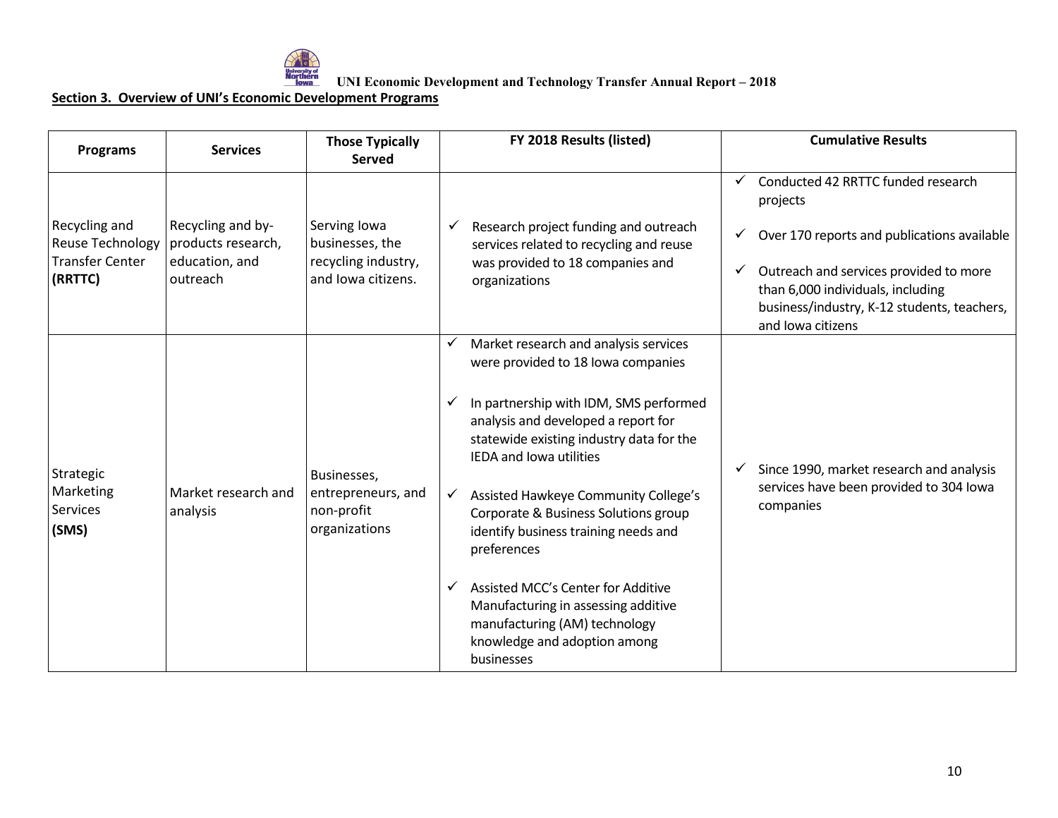## Section 3. Overview of UNI's Economic Development Programs

| Programs | Services | Those Typically Served | FY 2018 Results (listed) | Cumulative Results |
|---|---|---|---|---|
| Recycling and Reuse Technology Transfer Center **(RRTTC)** | Recycling and by-products research, education, and outreach | Serving Iowa businesses, the recycling industry, and Iowa citizens. | ✓ Research project funding and outreach services related to recycling and reuse was provided to 18 companies and organizations | ✓ Conducted 42 RRTTC funded research projects<br>✓ Over 170 reports and publications available<br>✓ Outreach and services provided to more than 6,000 individuals, including business/industry, K-12 students, teachers, and Iowa citizens |
| Strategic Marketing Services **(SMS)** | Market research and analysis | Businesses, entrepreneurs, and non-profit organizations | ✓ Market research and analysis services were provided to 18 Iowa companies<br>✓ In partnership with IDM, SMS performed analysis and developed a report for statewide existing industry data for the IEDA and Iowa utilities<br>✓ Assisted Hawkeye Community College's Corporate & Business Solutions group identify business training needs and preferences<br>✓ Assisted MCC's Center for Additive Manufacturing in assessing additive manufacturing (AM) technology knowledge and adoption among businesses | ✓ Since 1990, market research and analysis services have been provided to 304 Iowa companies |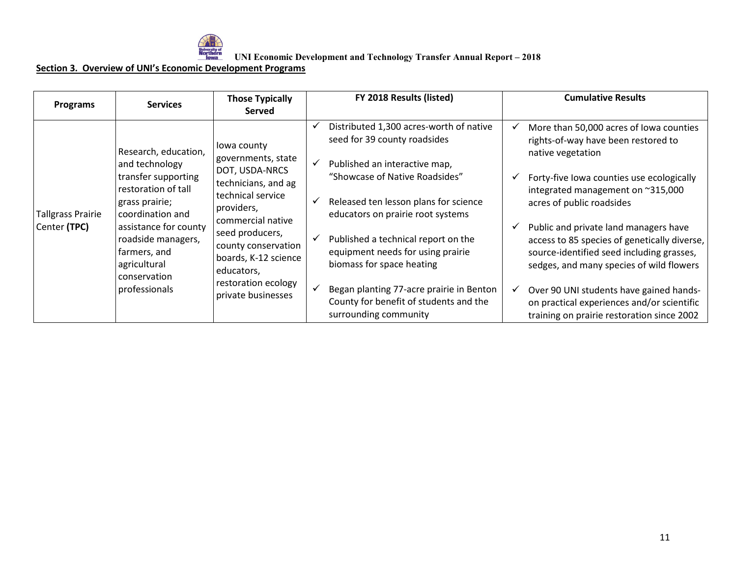## Section 3. Overview of UNI's Economic Development Programs

| Programs | Services | Those Typically Served | FY 2018 Results (listed) | Cumulative Results |
|---|---|---|---|---|
| Tallgrass Prairie Center **(TPC)** | Research, education, and technology transfer supporting restoration of tall grass prairie; coordination and assistance for county roadside managers, farmers, and agricultural conservation professionals | Iowa county governments, state DOT, USDA-NRCS technicians, and ag technical service providers, commercial native seed producers, county conservation boards, K-12 science educators, restoration ecology private businesses | ✓ Distributed 1,300 acres-worth of native seed for 39 county roadsides<br>✓ Published an interactive map, "Showcase of Native Roadsides"<br>✓ Released ten lesson plans for science educators on prairie root systems<br>✓ Published a technical report on the equipment needs for using prairie biomass for space heating<br>✓ Began planting 77-acre prairie in Benton County for benefit of students and the surrounding community | ✓ More than 50,000 acres of Iowa counties rights-of-way have been restored to native vegetation<br>✓ Forty-five Iowa counties use ecologically integrated management on ~315,000 acres of public roadsides<br>✓ Public and private land managers have access to 85 species of genetically diverse, source-identified seed including grasses, sedges, and many species of wild flowers<br>✓ Over 90 UNI students have gained hands-on practical experiences and/or scientific training on prairie restoration since 2002 |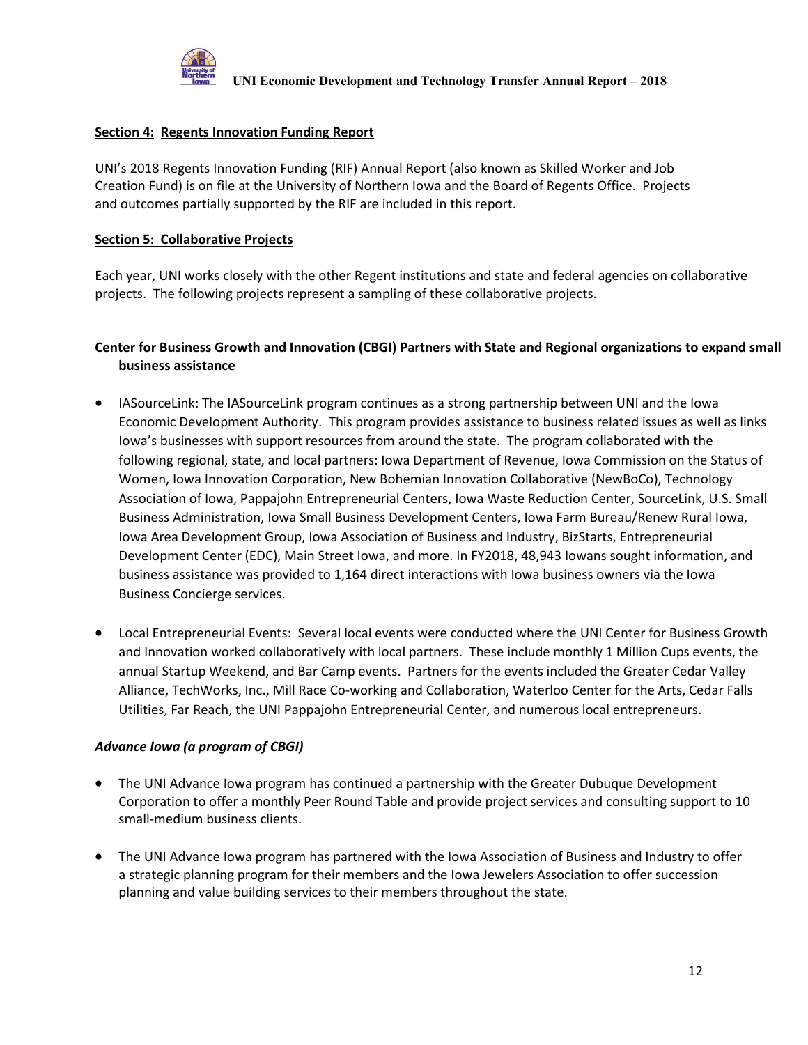## Section 4: Regents Innovation Funding Report

UNI's 2018 Regents Innovation Funding (RIF) Annual Report (also known as Skilled Worker and Job Creation Fund) is on file at the University of Northern Iowa and the Board of Regents Office. Projects and outcomes partially supported by the RIF are included in this report.

## Section 5: Collaborative Projects

Each year, UNI works closely with the other Regent institutions and state and federal agencies on collaborative projects. The following projects represent a sampling of these collaborative projects.

### Center for Business Growth and Innovation (CBGI) Partners with State and Regional organizations to expand small business assistance

- IASourceLink: The IASourceLink program continues as a strong partnership between UNI and the Iowa Economic Development Authority. This program provides assistance to business related issues as well as links Iowa's businesses with support resources from around the state. The program collaborated with the following regional, state, and local partners: Iowa Department of Revenue, Iowa Commission on the Status of Women, Iowa Innovation Corporation, New Bohemian Innovation Collaborative (NewBoCo), Technology Association of Iowa, Pappajohn Entrepreneurial Centers, Iowa Waste Reduction Center, SourceLink, U.S. Small Business Administration, Iowa Small Business Development Centers, Iowa Farm Bureau/Renew Rural Iowa, Iowa Area Development Group, Iowa Association of Business and Industry, BizStarts, Entrepreneurial Development Center (EDC), Main Street Iowa, and more. In FY2018, 48,943 Iowans sought information, and business assistance was provided to 1,164 direct interactions with Iowa business owners via the Iowa Business Concierge services.

- Local Entrepreneurial Events: Several local events were conducted where the UNI Center for Business Growth and Innovation worked collaboratively with local partners. These include monthly 1 Million Cups events, the annual Startup Weekend, and Bar Camp events. Partners for the events included the Greater Cedar Valley Alliance, TechWorks, Inc., Mill Race Co-working and Collaboration, Waterloo Center for the Arts, Cedar Falls Utilities, Far Reach, the UNI Pappajohn Entrepreneurial Center, and numerous local entrepreneurs.

### *Advance Iowa (a program of CBGI)*

- The UNI Advance Iowa program has continued a partnership with the Greater Dubuque Development Corporation to offer a monthly Peer Round Table and provide project services and consulting support to 10 small-medium business clients.

- The UNI Advance Iowa program has partnered with the Iowa Association of Business and Industry to offer a strategic planning program for their members and the Iowa Jewelers Association to offer succession planning and value building services to their members throughout the state.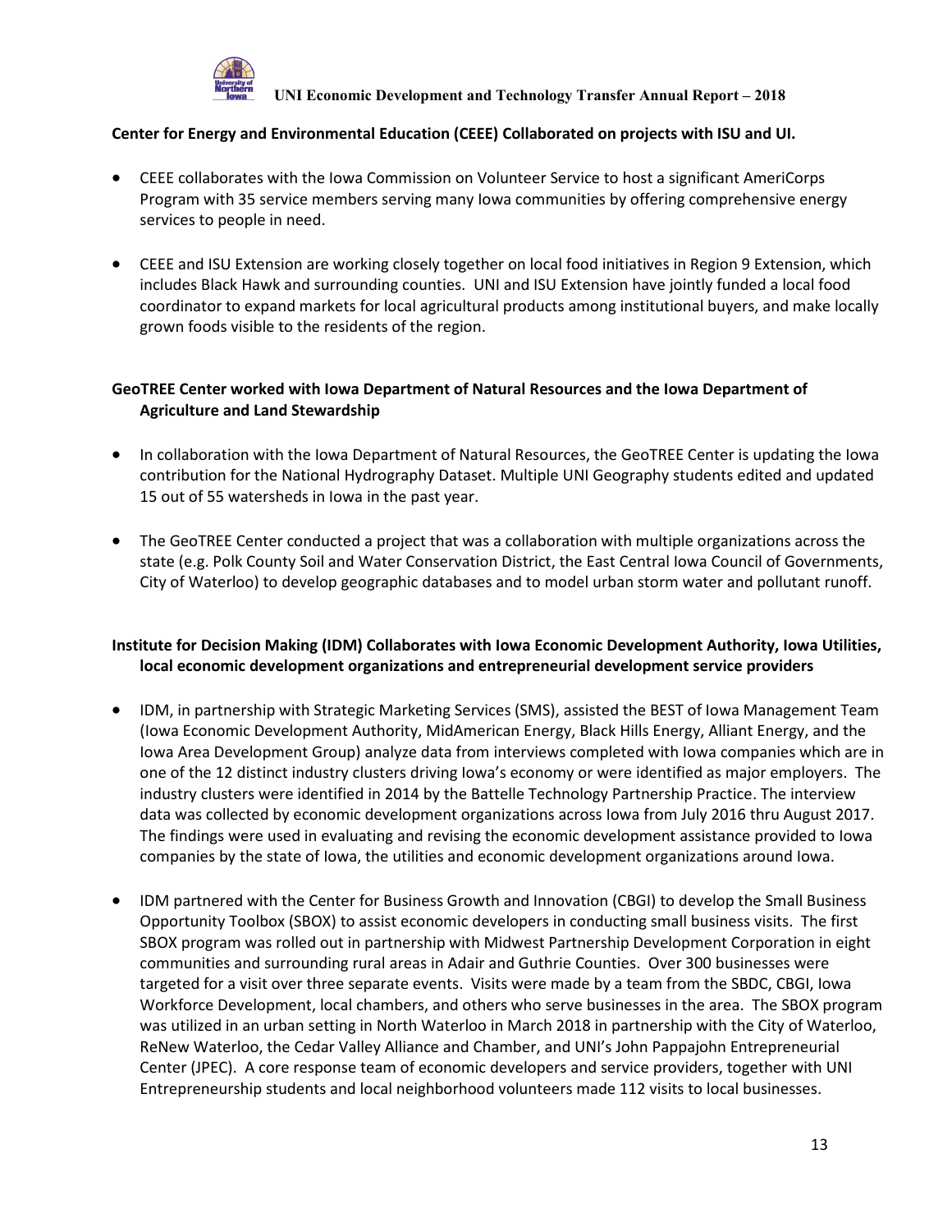**Center for Energy and Environmental Education (CEEE) Collaborated on projects with ISU and UI.**

- CEEE collaborates with the Iowa Commission on Volunteer Service to host a significant AmeriCorps Program with 35 service members serving many Iowa communities by offering comprehensive energy services to people in need.

- CEEE and ISU Extension are working closely together on local food initiatives in Region 9 Extension, which includes Black Hawk and surrounding counties. UNI and ISU Extension have jointly funded a local food coordinator to expand markets for local agricultural products among institutional buyers, and make locally grown foods visible to the residents of the region.

**GeoTREE Center worked with Iowa Department of Natural Resources and the Iowa Department of Agriculture and Land Stewardship**

- In collaboration with the Iowa Department of Natural Resources, the GeoTREE Center is updating the Iowa contribution for the National Hydrography Dataset. Multiple UNI Geography students edited and updated 15 out of 55 watersheds in Iowa in the past year.

- The GeoTREE Center conducted a project that was a collaboration with multiple organizations across the state (e.g. Polk County Soil and Water Conservation District, the East Central Iowa Council of Governments, City of Waterloo) to develop geographic databases and to model urban storm water and pollutant runoff.

**Institute for Decision Making (IDM) Collaborates with Iowa Economic Development Authority, Iowa Utilities, local economic development organizations and entrepreneurial development service providers**

- IDM, in partnership with Strategic Marketing Services (SMS), assisted the BEST of Iowa Management Team (Iowa Economic Development Authority, MidAmerican Energy, Black Hills Energy, Alliant Energy, and the Iowa Area Development Group) analyze data from interviews completed with Iowa companies which are in one of the 12 distinct industry clusters driving Iowa's economy or were identified as major employers. The industry clusters were identified in 2014 by the Battelle Technology Partnership Practice. The interview data was collected by economic development organizations across Iowa from July 2016 thru August 2017. The findings were used in evaluating and revising the economic development assistance provided to Iowa companies by the state of Iowa, the utilities and economic development organizations around Iowa.

- IDM partnered with the Center for Business Growth and Innovation (CBGI) to develop the Small Business Opportunity Toolbox (SBOX) to assist economic developers in conducting small business visits. The first SBOX program was rolled out in partnership with Midwest Partnership Development Corporation in eight communities and surrounding rural areas in Adair and Guthrie Counties. Over 300 businesses were targeted for a visit over three separate events. Visits were made by a team from the SBDC, CBGI, Iowa Workforce Development, local chambers, and others who serve businesses in the area. The SBOX program was utilized in an urban setting in North Waterloo in March 2018 in partnership with the City of Waterloo, ReNew Waterloo, the Cedar Valley Alliance and Chamber, and UNI's John Pappajohn Entrepreneurial Center (JPEC). A core response team of economic developers and service providers, together with UNI Entrepreneurship students and local neighborhood volunteers made 112 visits to local businesses.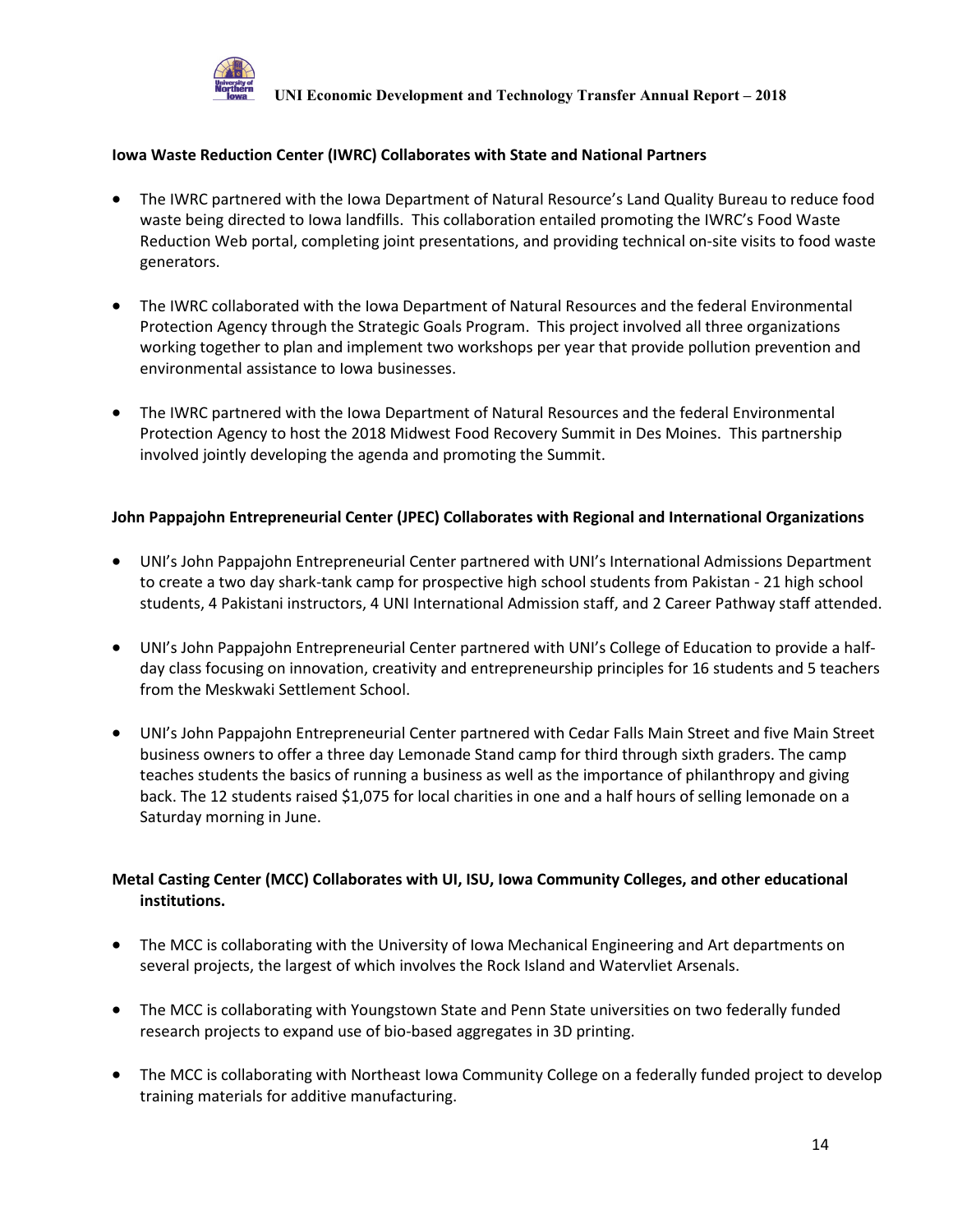**Iowa Waste Reduction Center (IWRC) Collaborates with State and National Partners**

- The IWRC partnered with the Iowa Department of Natural Resource's Land Quality Bureau to reduce food waste being directed to Iowa landfills. This collaboration entailed promoting the IWRC's Food Waste Reduction Web portal, completing joint presentations, and providing technical on-site visits to food waste generators.

- The IWRC collaborated with the Iowa Department of Natural Resources and the federal Environmental Protection Agency through the Strategic Goals Program. This project involved all three organizations working together to plan and implement two workshops per year that provide pollution prevention and environmental assistance to Iowa businesses.

- The IWRC partnered with the Iowa Department of Natural Resources and the federal Environmental Protection Agency to host the 2018 Midwest Food Recovery Summit in Des Moines. This partnership involved jointly developing the agenda and promoting the Summit.

**John Pappajohn Entrepreneurial Center (JPEC) Collaborates with Regional and International Organizations**

- UNI's John Pappajohn Entrepreneurial Center partnered with UNI's International Admissions Department to create a two day shark-tank camp for prospective high school students from Pakistan - 21 high school students, 4 Pakistani instructors, 4 UNI International Admission staff, and 2 Career Pathway staff attended.

- UNI's John Pappajohn Entrepreneurial Center partnered with UNI's College of Education to provide a half-day class focusing on innovation, creativity and entrepreneurship principles for 16 students and 5 teachers from the Meskwaki Settlement School.

- UNI's John Pappajohn Entrepreneurial Center partnered with Cedar Falls Main Street and five Main Street business owners to offer a three day Lemonade Stand camp for third through sixth graders. The camp teaches students the basics of running a business as well as the importance of philanthropy and giving back. The 12 students raised $1,075 for local charities in one and a half hours of selling lemonade on a Saturday morning in June.

**Metal Casting Center (MCC) Collaborates with UI, ISU, Iowa Community Colleges, and other educational institutions.**

- The MCC is collaborating with the University of Iowa Mechanical Engineering and Art departments on several projects, the largest of which involves the Rock Island and Watervliet Arsenals.

- The MCC is collaborating with Youngstown State and Penn State universities on two federally funded research projects to expand use of bio-based aggregates in 3D printing.

- The MCC is collaborating with Northeast Iowa Community College on a federally funded project to develop training materials for additive manufacturing.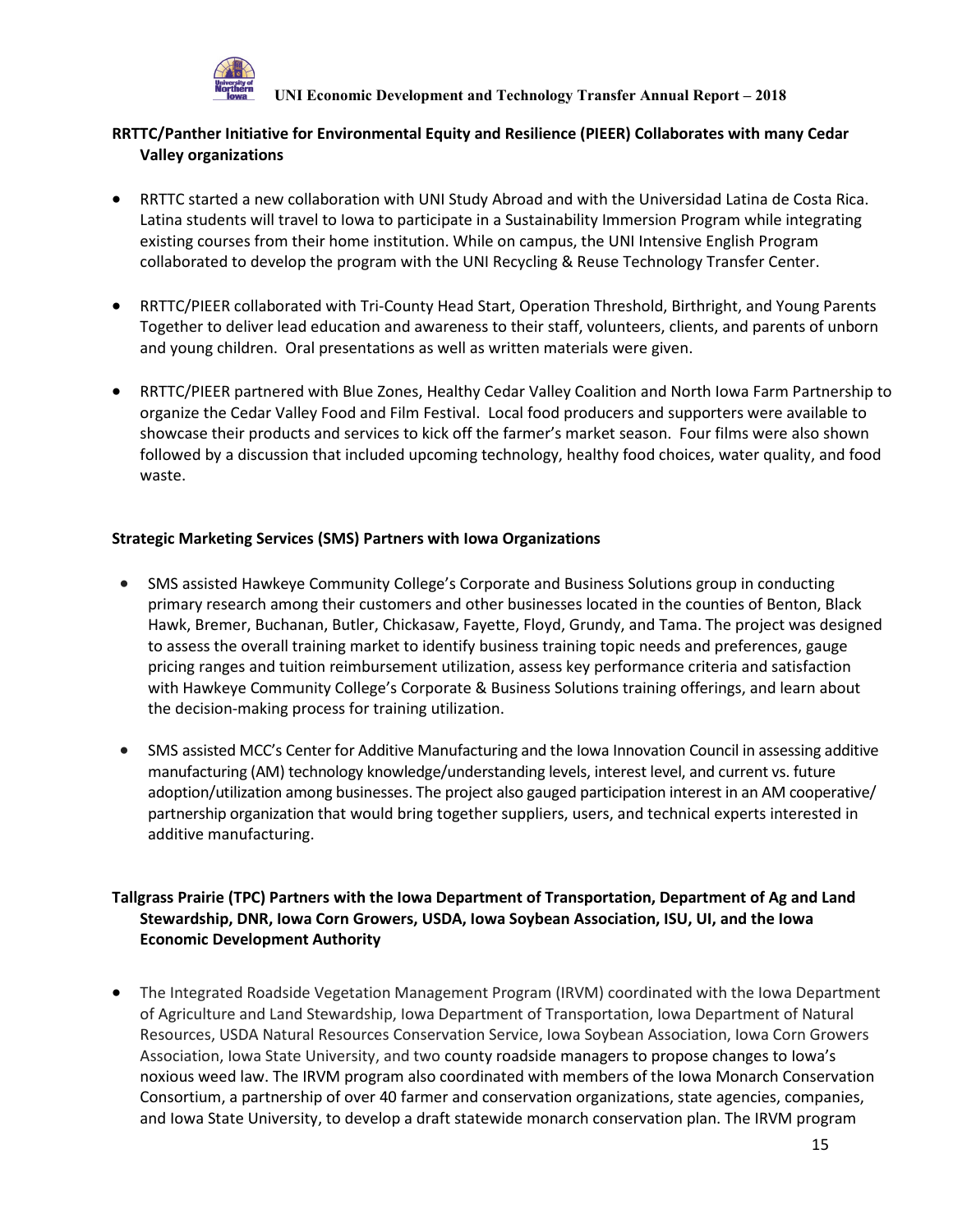**RRTTC/Panther Initiative for Environmental Equity and Resilience (PIEER) Collaborates with many Cedar Valley organizations**

- RRTTC started a new collaboration with UNI Study Abroad and with the Universidad Latina de Costa Rica. Latina students will travel to Iowa to participate in a Sustainability Immersion Program while integrating existing courses from their home institution. While on campus, the UNI Intensive English Program collaborated to develop the program with the UNI Recycling & Reuse Technology Transfer Center.

- RRTTC/PIEER collaborated with Tri-County Head Start, Operation Threshold, Birthright, and Young Parents Together to deliver lead education and awareness to their staff, volunteers, clients, and parents of unborn and young children. Oral presentations as well as written materials were given.

- RRTTC/PIEER partnered with Blue Zones, Healthy Cedar Valley Coalition and North Iowa Farm Partnership to organize the Cedar Valley Food and Film Festival. Local food producers and supporters were available to showcase their products and services to kick off the farmer's market season. Four films were also shown followed by a discussion that included upcoming technology, healthy food choices, water quality, and food waste.

**Strategic Marketing Services (SMS) Partners with Iowa Organizations**

- SMS assisted Hawkeye Community College's Corporate and Business Solutions group in conducting primary research among their customers and other businesses located in the counties of Benton, Black Hawk, Bremer, Buchanan, Butler, Chickasaw, Fayette, Floyd, Grundy, and Tama. The project was designed to assess the overall training market to identify business training topic needs and preferences, gauge pricing ranges and tuition reimbursement utilization, assess key performance criteria and satisfaction with Hawkeye Community College's Corporate & Business Solutions training offerings, and learn about the decision-making process for training utilization.

- SMS assisted MCC's Center for Additive Manufacturing and the Iowa Innovation Council in assessing additive manufacturing (AM) technology knowledge/understanding levels, interest level, and current vs. future adoption/utilization among businesses. The project also gauged participation interest in an AM cooperative/ partnership organization that would bring together suppliers, users, and technical experts interested in additive manufacturing.

**Tallgrass Prairie (TPC) Partners with the Iowa Department of Transportation, Department of Ag and Land Stewardship, DNR, Iowa Corn Growers, USDA, Iowa Soybean Association, ISU, UI, and the Iowa Economic Development Authority**

- The Integrated Roadside Vegetation Management Program (IRVM) coordinated with the Iowa Department of Agriculture and Land Stewardship, Iowa Department of Transportation, Iowa Department of Natural Resources, USDA Natural Resources Conservation Service, Iowa Soybean Association, Iowa Corn Growers Association, Iowa State University, and two county roadside managers to propose changes to Iowa's noxious weed law. The IRVM program also coordinated with members of the Iowa Monarch Conservation Consortium, a partnership of over 40 farmer and conservation organizations, state agencies, companies, and Iowa State University, to develop a draft statewide monarch conservation plan. The IRVM program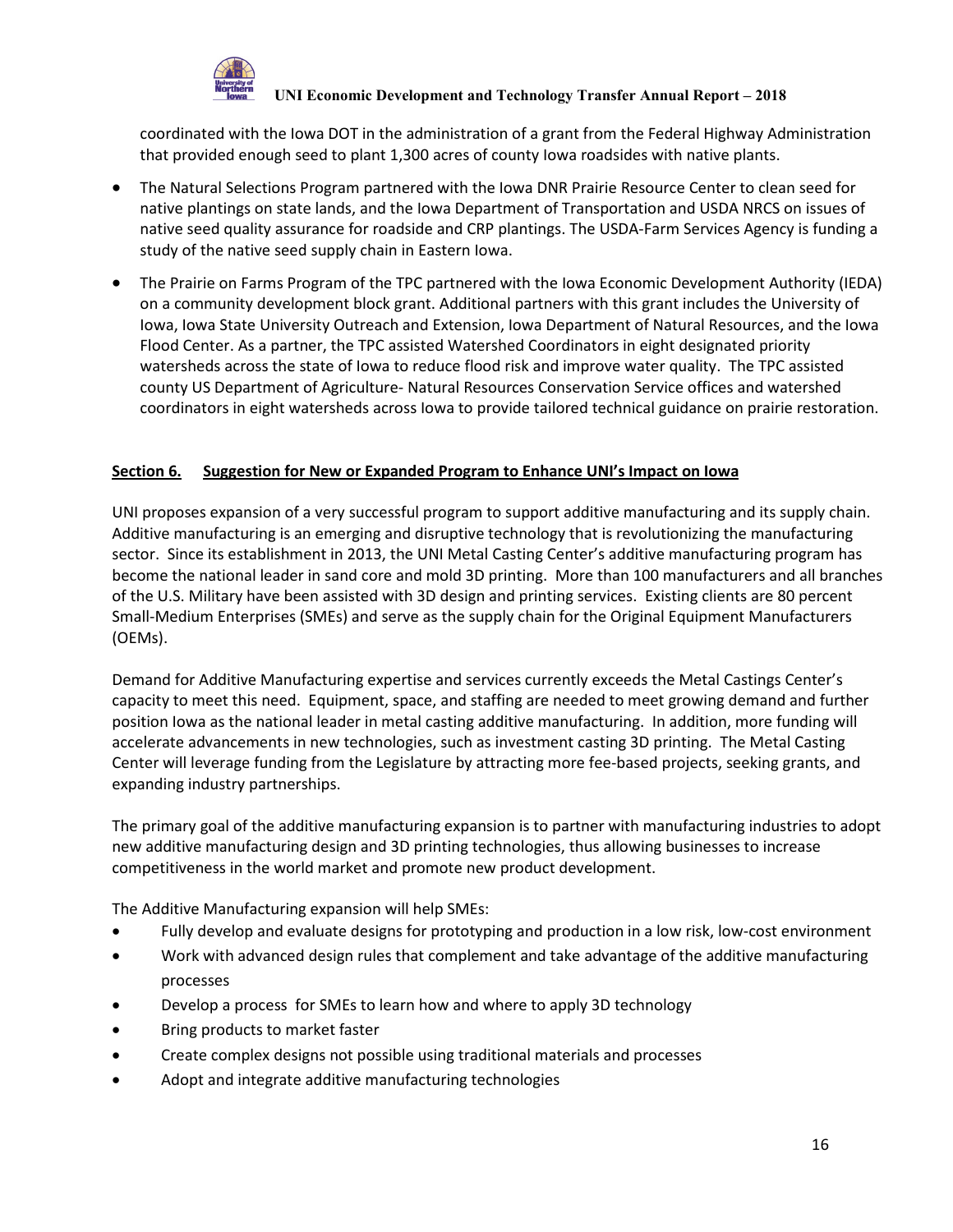coordinated with the Iowa DOT in the administration of a grant from the Federal Highway Administration that provided enough seed to plant 1,300 acres of county Iowa roadsides with native plants.

- The Natural Selections Program partnered with the Iowa DNR Prairie Resource Center to clean seed for native plantings on state lands, and the Iowa Department of Transportation and USDA NRCS on issues of native seed quality assurance for roadside and CRP plantings. The USDA-Farm Services Agency is funding a study of the native seed supply chain in Eastern Iowa.
- The Prairie on Farms Program of the TPC partnered with the Iowa Economic Development Authority (IEDA) on a community development block grant. Additional partners with this grant includes the University of Iowa, Iowa State University Outreach and Extension, Iowa Department of Natural Resources, and the Iowa Flood Center. As a partner, the TPC assisted Watershed Coordinators in eight designated priority watersheds across the state of Iowa to reduce flood risk and improve water quality. The TPC assisted county US Department of Agriculture- Natural Resources Conservation Service offices and watershed coordinators in eight watersheds across Iowa to provide tailored technical guidance on prairie restoration.

## Section 6. Suggestion for New or Expanded Program to Enhance UNI's Impact on Iowa

UNI proposes expansion of a very successful program to support additive manufacturing and its supply chain. Additive manufacturing is an emerging and disruptive technology that is revolutionizing the manufacturing sector. Since its establishment in 2013, the UNI Metal Casting Center's additive manufacturing program has become the national leader in sand core and mold 3D printing. More than 100 manufacturers and all branches of the U.S. Military have been assisted with 3D design and printing services. Existing clients are 80 percent Small-Medium Enterprises (SMEs) and serve as the supply chain for the Original Equipment Manufacturers (OEMs).

Demand for Additive Manufacturing expertise and services currently exceeds the Metal Castings Center's capacity to meet this need. Equipment, space, and staffing are needed to meet growing demand and further position Iowa as the national leader in metal casting additive manufacturing. In addition, more funding will accelerate advancements in new technologies, such as investment casting 3D printing. The Metal Casting Center will leverage funding from the Legislature by attracting more fee-based projects, seeking grants, and expanding industry partnerships.

The primary goal of the additive manufacturing expansion is to partner with manufacturing industries to adopt new additive manufacturing design and 3D printing technologies, thus allowing businesses to increase competitiveness in the world market and promote new product development.

The Additive Manufacturing expansion will help SMEs:

- Fully develop and evaluate designs for prototyping and production in a low risk, low-cost environment
- Work with advanced design rules that complement and take advantage of the additive manufacturing processes
- Develop a process for SMEs to learn how and where to apply 3D technology
- Bring products to market faster
- Create complex designs not possible using traditional materials and processes
- Adopt and integrate additive manufacturing technologies